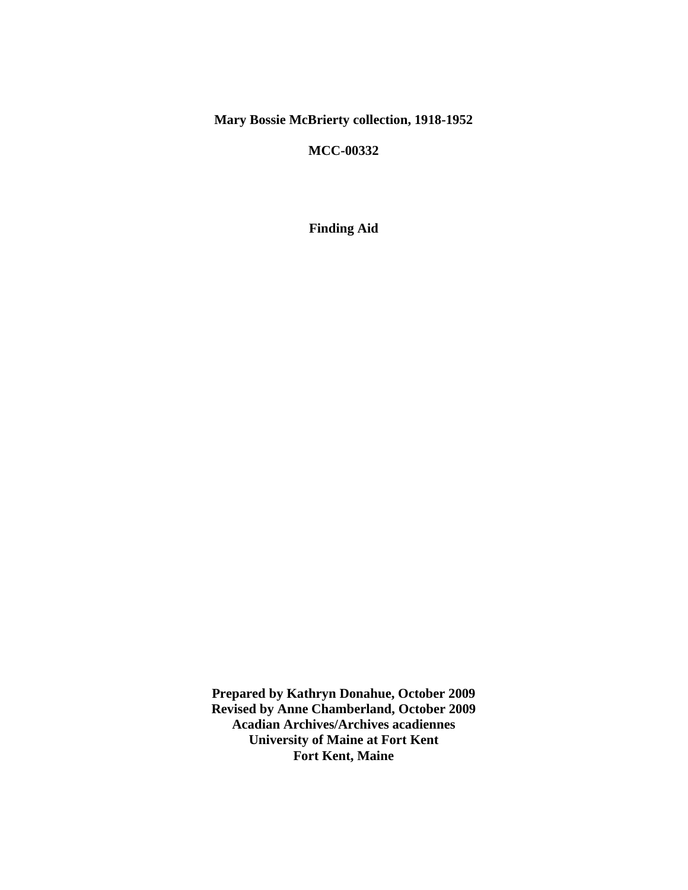# Mary Bossie McBrierty collection, 1918-1952

**MCC-00332**

**Finding Aid**

**Prepared by Kathryn Donahue, October 2009**
**Revised by Anne Chamberland, October 2009**
**Acadian Archives/Archives acadiennes**
**University of Maine at Fort Kent**
**Fort Kent, Maine**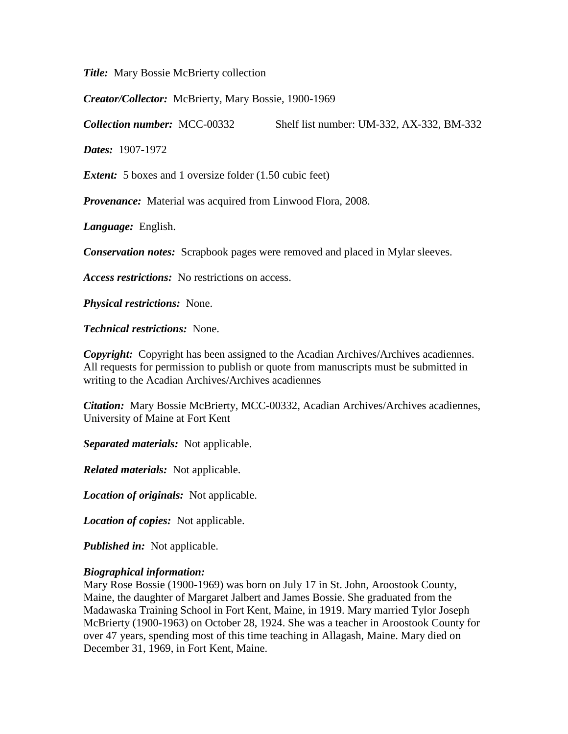***Title:*** Mary Bossie McBrierty collection

***Creator/Collector:*** McBrierty, Mary Bossie, 1900-1969

***Collection number:*** MCC-00332 Shelf list number: UM-332, AX-332, BM-332

***Dates:*** 1907-1972

***Extent:*** 5 boxes and 1 oversize folder (1.50 cubic feet)

***Provenance:*** Material was acquired from Linwood Flora, 2008.

***Language:*** English.

***Conservation notes:*** Scrapbook pages were removed and placed in Mylar sleeves.

***Access restrictions:*** No restrictions on access.

***Physical restrictions:*** None.

***Technical restrictions:*** None.

***Copyright:*** Copyright has been assigned to the Acadian Archives/Archives acadiennes. All requests for permission to publish or quote from manuscripts must be submitted in writing to the Acadian Archives/Archives acadiennes

***Citation:*** Mary Bossie McBrierty, MCC-00332, Acadian Archives/Archives acadiennes, University of Maine at Fort Kent

***Separated materials:*** Not applicable.

***Related materials:*** Not applicable.

***Location of originals:*** Not applicable.

***Location of copies:*** Not applicable.

***Published in:*** Not applicable.

***Biographical information:***
Mary Rose Bossie (1900-1969) was born on July 17 in St. John, Aroostook County, Maine, the daughter of Margaret Jalbert and James Bossie. She graduated from the Madawaska Training School in Fort Kent, Maine, in 1919. Mary married Tylor Joseph McBrierty (1900-1963) on October 28, 1924. She was a teacher in Aroostook County for over 47 years, spending most of this time teaching in Allagash, Maine. Mary died on December 31, 1969, in Fort Kent, Maine.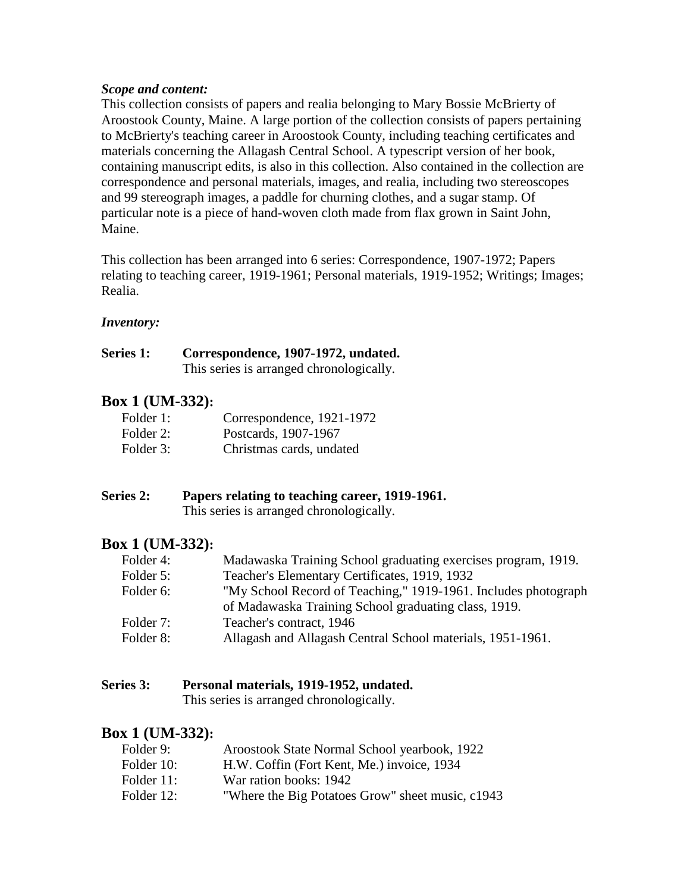***Scope and content:***

This collection consists of papers and realia belonging to Mary Bossie McBrierty of Aroostook County, Maine. A large portion of the collection consists of papers pertaining to McBrierty's teaching career in Aroostook County, including teaching certificates and materials concerning the Allagash Central School. A typescript version of her book, containing manuscript edits, is also in this collection. Also contained in the collection are correspondence and personal materials, images, and realia, including two stereoscopes and 99 stereograph images, a paddle for churning clothes, and a sugar stamp. Of particular note is a piece of hand-woven cloth made from flax grown in Saint John, Maine.

This collection has been arranged into 6 series: Correspondence, 1907-1972; Papers relating to teaching career, 1919-1961; Personal materials, 1919-1952; Writings; Images; Realia.

***Inventory:***

**Series 1: Correspondence, 1907-1972, undated.**
This series is arranged chronologically.

## Box 1 (UM-332):

| | |
|---|---|
| Folder 1: | Correspondence, 1921-1972 |
| Folder 2: | Postcards, 1907-1967 |
| Folder 3: | Christmas cards, undated |

**Series 2: Papers relating to teaching career, 1919-1961.**
This series is arranged chronologically.

## Box 1 (UM-332):

| | |
|---|---|
| Folder 4: | Madawaska Training School graduating exercises program, 1919. |
| Folder 5: | Teacher's Elementary Certificates, 1919, 1932 |
| Folder 6: | "My School Record of Teaching," 1919-1961. Includes photograph of Madawaska Training School graduating class, 1919. |
| Folder 7: | Teacher's contract, 1946 |
| Folder 8: | Allagash and Allagash Central School materials, 1951-1961. |

**Series 3: Personal materials, 1919-1952, undated.**
This series is arranged chronologically.

## Box 1 (UM-332):

| | |
|---|---|
| Folder 9: | Aroostook State Normal School yearbook, 1922 |
| Folder 10: | H.W. Coffin (Fort Kent, Me.) invoice, 1934 |
| Folder 11: | War ration books: 1942 |
| Folder 12: | "Where the Big Potatoes Grow" sheet music, c1943 |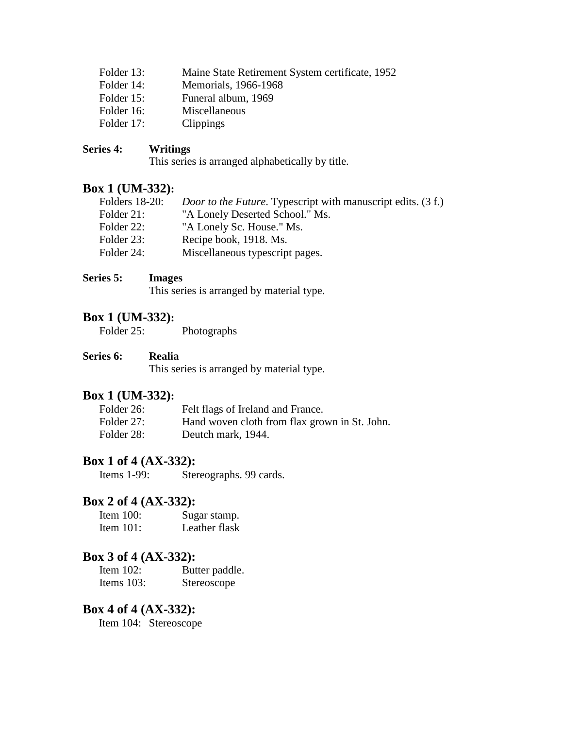Folder 13: Maine State Retirement System certificate, 1952
Folder 14: Memorials, 1966-1968
Folder 15: Funeral album, 1969
Folder 16: Miscellaneous
Folder 17: Clippings

**Series 4: Writings**
This series is arranged alphabetically by title.

### Box 1 (UM-332):

Folders 18-20: *Door to the Future*. Typescript with manuscript edits. (3 f.)
Folder 21: "A Lonely Deserted School." Ms.
Folder 22: "A Lonely Sc. House." Ms.
Folder 23: Recipe book, 1918. Ms.
Folder 24: Miscellaneous typescript pages.

**Series 5: Images**
This series is arranged by material type.

### Box 1 (UM-332):

Folder 25: Photographs

**Series 6: Realia**
This series is arranged by material type.

### Box 1 (UM-332):

Folder 26: Felt flags of Ireland and France.
Folder 27: Hand woven cloth from flax grown in St. John.
Folder 28: Deutch mark, 1944.

### Box 1 of 4 (AX-332):

Items 1-99: Stereographs. 99 cards.

### Box 2 of 4 (AX-332):

Item 100: Sugar stamp.
Item 101: Leather flask

### Box 3 of 4 (AX-332):

Item 102: Butter paddle.
Items 103: Stereoscope

### Box 4 of 4 (AX-332):

Item 104: Stereoscope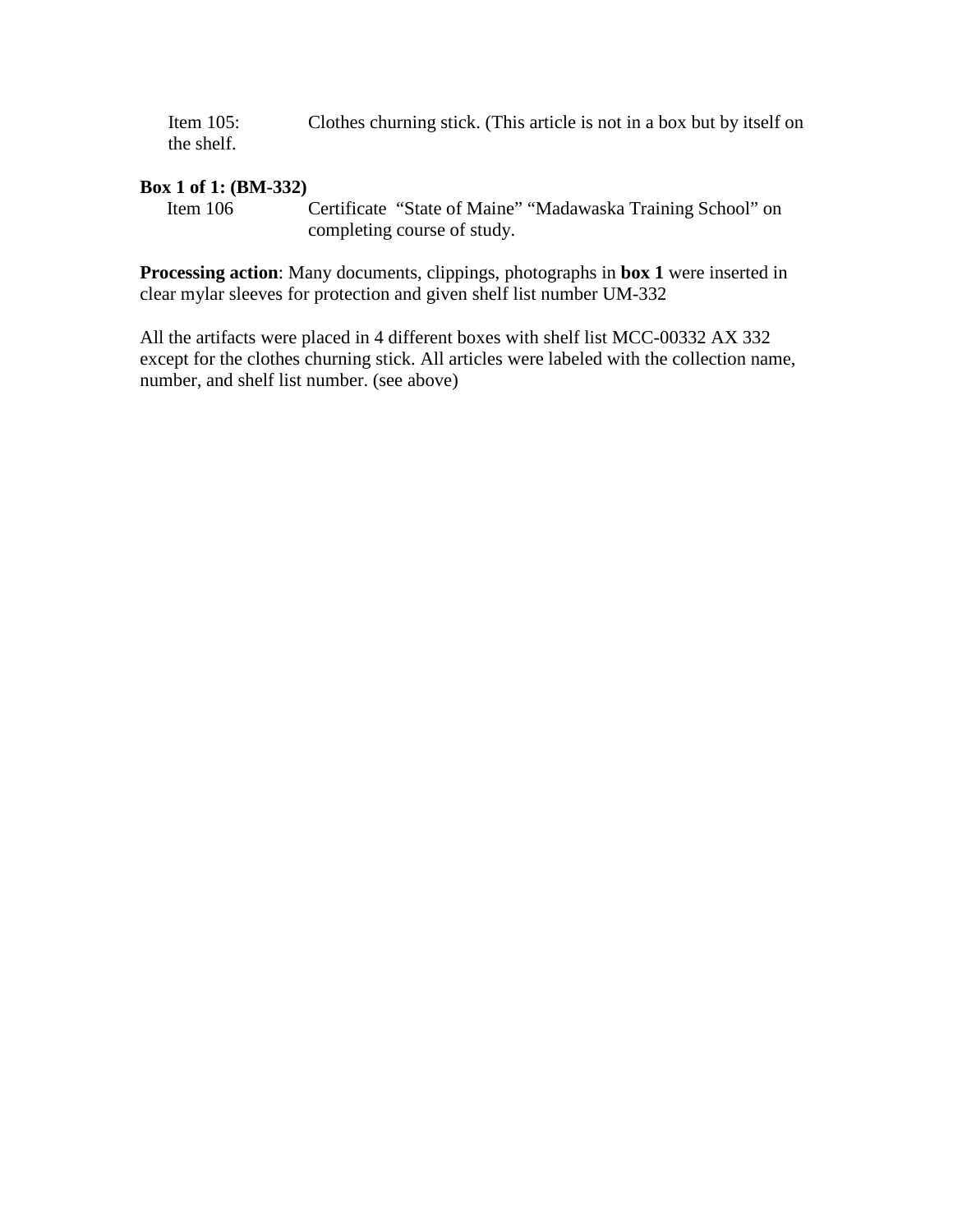Item 105: Clothes churning stick. (This article is not in a box but by itself on the shelf.

**Box 1 of 1: (BM-332)**

Item 106 Certificate “State of Maine” “Madawaska Training School” on completing course of study.

**Processing action**: Many documents, clippings, photographs in **box 1** were inserted in clear mylar sleeves for protection and given shelf list number UM-332

All the artifacts were placed in 4 different boxes with shelf list MCC-00332 AX 332 except for the clothes churning stick. All articles were labeled with the collection name, number, and shelf list number. (see above)